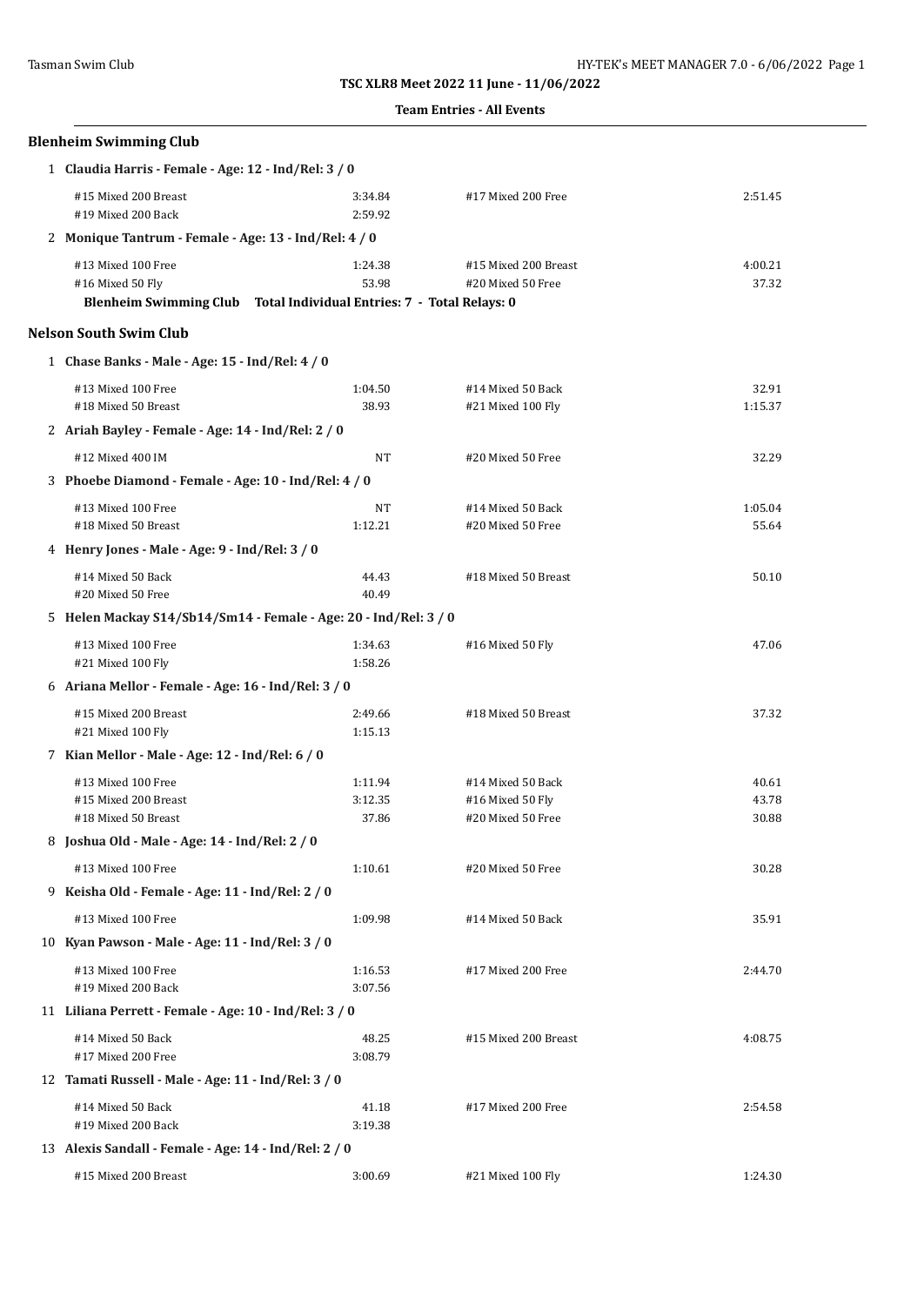**TSC XLR8 Meet 2022 11 June - 11/06/2022**

**Team Entries - All Events**

## Blenheim Swimming Club

**1 Claudia Harris - Female - Age: 12 - Ind/Rel: 3 / 0**

| | | | |
|---|---|---|---|
| #15 Mixed 200 Breast | 3:34.84 | #17 Mixed 200 Free | 2:51.45 |
| #19 Mixed 200 Back | 2:59.92 | | |

**2 Monique Tantrum - Female - Age: 13 - Ind/Rel: 4 / 0**

| | | | |
|---|---|---|---|
| #13 Mixed 100 Free | 1:24.38 | #15 Mixed 200 Breast | 4:00.21 |
| #16 Mixed 50 Fly | 53.98 | #20 Mixed 50 Free | 37.32 |

**Blenheim Swimming Club Total Individual Entries: 7 - Total Relays: 0**

## Nelson South Swim Club

**1 Chase Banks - Male - Age: 15 - Ind/Rel: 4 / 0**

| | | | |
|---|---|---|---|
| #13 Mixed 100 Free | 1:04.50 | #14 Mixed 50 Back | 32.91 |
| #18 Mixed 50 Breast | 38.93 | #21 Mixed 100 Fly | 1:15.37 |

**2 Ariah Bayley - Female - Age: 14 - Ind/Rel: 2 / 0**

| | | | |
|---|---|---|---|
| #12 Mixed 400 IM | NT | #20 Mixed 50 Free | 32.29 |

**3 Phoebe Diamond - Female - Age: 10 - Ind/Rel: 4 / 0**

| | | | |
|---|---|---|---|
| #13 Mixed 100 Free | NT | #14 Mixed 50 Back | 1:05.04 |
| #18 Mixed 50 Breast | 1:12.21 | #20 Mixed 50 Free | 55.64 |

**4 Henry Jones - Male - Age: 9 - Ind/Rel: 3 / 0**

| | | | |
|---|---|---|---|
| #14 Mixed 50 Back | 44.43 | #18 Mixed 50 Breast | 50.10 |
| #20 Mixed 50 Free | 40.49 | | |

**5 Helen Mackay S14/Sb14/Sm14 - Female - Age: 20 - Ind/Rel: 3 / 0**

| | | | |
|---|---|---|---|
| #13 Mixed 100 Free | 1:34.63 | #16 Mixed 50 Fly | 47.06 |
| #21 Mixed 100 Fly | 1:58.26 | | |

**6 Ariana Mellor - Female - Age: 16 - Ind/Rel: 3 / 0**

| | | | |
|---|---|---|---|
| #15 Mixed 200 Breast | 2:49.66 | #18 Mixed 50 Breast | 37.32 |
| #21 Mixed 100 Fly | 1:15.13 | | |

**7 Kian Mellor - Male - Age: 12 - Ind/Rel: 6 / 0**

| | | | |
|---|---|---|---|
| #13 Mixed 100 Free | 1:11.94 | #14 Mixed 50 Back | 40.61 |
| #15 Mixed 200 Breast | 3:12.35 | #16 Mixed 50 Fly | 43.78 |
| #18 Mixed 50 Breast | 37.86 | #20 Mixed 50 Free | 30.88 |

**8 Joshua Old - Male - Age: 14 - Ind/Rel: 2 / 0**

| | | | |
|---|---|---|---|
| #13 Mixed 100 Free | 1:10.61 | #20 Mixed 50 Free | 30.28 |

**9 Keisha Old - Female - Age: 11 - Ind/Rel: 2 / 0**

| | | | |
|---|---|---|---|
| #13 Mixed 100 Free | 1:09.98 | #14 Mixed 50 Back | 35.91 |

**10 Kyan Pawson - Male - Age: 11 - Ind/Rel: 3 / 0**

| | | | |
|---|---|---|---|
| #13 Mixed 100 Free | 1:16.53 | #17 Mixed 200 Free | 2:44.70 |
| #19 Mixed 200 Back | 3:07.56 | | |

**11 Liliana Perrett - Female - Age: 10 - Ind/Rel: 3 / 0**

| | | | |
|---|---|---|---|
| #14 Mixed 50 Back | 48.25 | #15 Mixed 200 Breast | 4:08.75 |
| #17 Mixed 200 Free | 3:08.79 | | |

**12 Tamati Russell - Male - Age: 11 - Ind/Rel: 3 / 0**

| | | | |
|---|---|---|---|
| #14 Mixed 50 Back | 41.18 | #17 Mixed 200 Free | 2:54.58 |
| #19 Mixed 200 Back | 3:19.38 | | |

**13 Alexis Sandall - Female - Age: 14 - Ind/Rel: 2 / 0**

| | | | |
|---|---|---|---|
| #15 Mixed 200 Breast | 3:00.69 | #21 Mixed 100 Fly | 1:24.30 |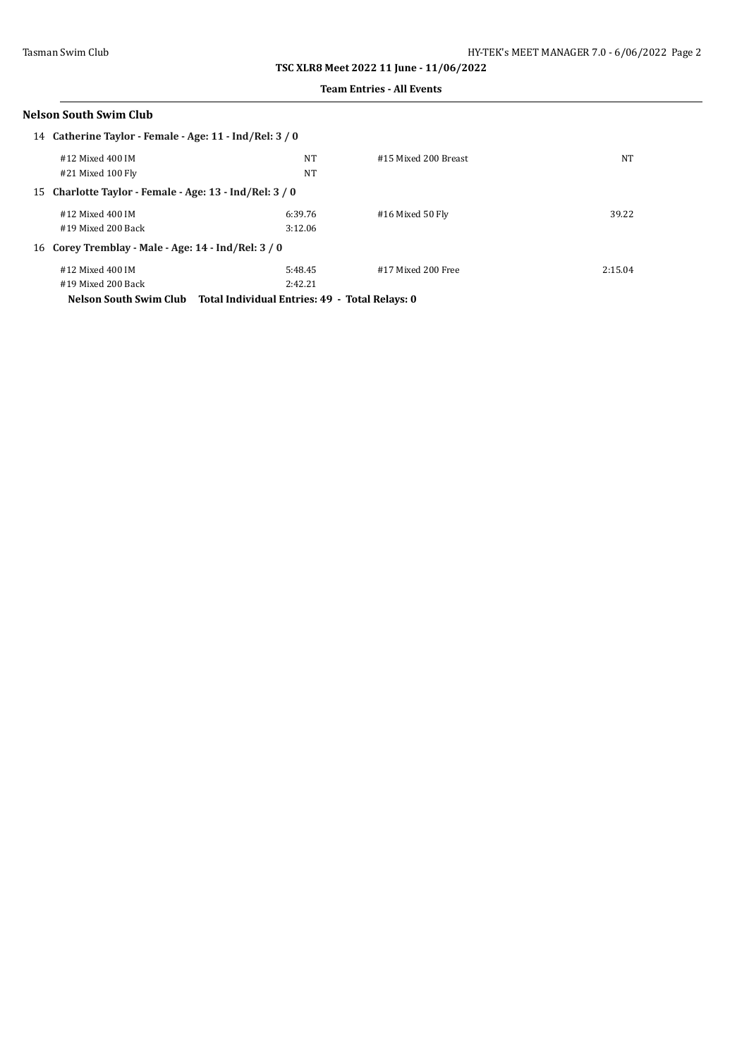**TSC XLR8 Meet 2022 11 June - 11/06/2022**

**Team Entries - All Events**

### Nelson South Swim Club

**14 Catherine Taylor - Female - Age: 11 - Ind/Rel: 3 / 0**

| | | | |
|---|---|---|---|
| #12 Mixed 400 IM | NT | #15 Mixed 200 Breast | NT |
| #21 Mixed 100 Fly | NT | | |

**15 Charlotte Taylor - Female - Age: 13 - Ind/Rel: 3 / 0**

| | | | |
|---|---|---|---|
| #12 Mixed 400 IM | 6:39.76 | #16 Mixed 50 Fly | 39.22 |
| #19 Mixed 200 Back | 3:12.06 | | |

**16 Corey Tremblay - Male - Age: 14 - Ind/Rel: 3 / 0**

| | | | |
|---|---|---|---|
| #12 Mixed 400 IM | 5:48.45 | #17 Mixed 200 Free | 2:15.04 |
| #19 Mixed 200 Back | 2:42.21 | | |

**Nelson South Swim Club Total Individual Entries: 49 - Total Relays: 0**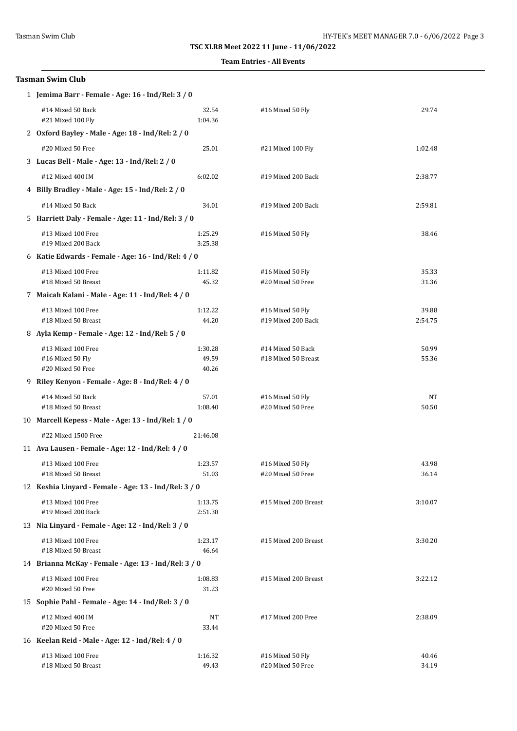## TSC XLR8 Meet 2022 11 June - 11/06/2022

### Team Entries - All Events

### Tasman Swim Club

1 **Jemima Barr - Female - Age: 16 - Ind/Rel: 3 / 0**

| | | | |
|---|---|---|---|
| #14 Mixed 50 Back | 32.54 | #16 Mixed 50 Fly | 29.74 |
| #21 Mixed 100 Fly | 1:04.36 | | |

2 **Oxford Bayley - Male - Age: 18 - Ind/Rel: 2 / 0**

| | | | |
|---|---|---|---|
| #20 Mixed 50 Free | 25.01 | #21 Mixed 100 Fly | 1:02.48 |

3 **Lucas Bell - Male - Age: 13 - Ind/Rel: 2 / 0**

| | | | |
|---|---|---|---|
| #12 Mixed 400 IM | 6:02.02 | #19 Mixed 200 Back | 2:38.77 |

4 **Billy Bradley - Male - Age: 15 - Ind/Rel: 2 / 0**

| | | | |
|---|---|---|---|
| #14 Mixed 50 Back | 34.01 | #19 Mixed 200 Back | 2:59.81 |

5 **Harriett Daly - Female - Age: 11 - Ind/Rel: 3 / 0**

| | | | |
|---|---|---|---|
| #13 Mixed 100 Free | 1:25.29 | #16 Mixed 50 Fly | 38.46 |
| #19 Mixed 200 Back | 3:25.38 | | |

6 **Katie Edwards - Female - Age: 16 - Ind/Rel: 4 / 0**

| | | | |
|---|---|---|---|
| #13 Mixed 100 Free | 1:11.82 | #16 Mixed 50 Fly | 35.33 |
| #18 Mixed 50 Breast | 45.32 | #20 Mixed 50 Free | 31.36 |

7 **Maicah Kalani - Male - Age: 11 - Ind/Rel: 4 / 0**

| | | | |
|---|---|---|---|
| #13 Mixed 100 Free | 1:12.22 | #16 Mixed 50 Fly | 39.88 |
| #18 Mixed 50 Breast | 44.20 | #19 Mixed 200 Back | 2:54.75 |

8 **Ayla Kemp - Female - Age: 12 - Ind/Rel: 5 / 0**

| | | | |
|---|---|---|---|
| #13 Mixed 100 Free | 1:30.28 | #14 Mixed 50 Back | 50.99 |
| #16 Mixed 50 Fly | 49.59 | #18 Mixed 50 Breast | 55.36 |
| #20 Mixed 50 Free | 40.26 | | |

9 **Riley Kenyon - Female - Age: 8 - Ind/Rel: 4 / 0**

| | | | |
|---|---|---|---|
| #14 Mixed 50 Back | 57.01 | #16 Mixed 50 Fly | NT |
| #18 Mixed 50 Breast | 1:08.40 | #20 Mixed 50 Free | 50.50 |

10 **Marcell Kepess - Male - Age: 13 - Ind/Rel: 1 / 0**

| | | | |
|---|---|---|---|
| #22 Mixed 1500 Free | 21:46.08 | | |

11 **Ava Lausen - Female - Age: 12 - Ind/Rel: 4 / 0**

| | | | |
|---|---|---|---|
| #13 Mixed 100 Free | 1:23.57 | #16 Mixed 50 Fly | 43.98 |
| #18 Mixed 50 Breast | 51.03 | #20 Mixed 50 Free | 36.14 |

12 **Keshia Linyard - Female - Age: 13 - Ind/Rel: 3 / 0**

| | | | |
|---|---|---|---|
| #13 Mixed 100 Free | 1:13.75 | #15 Mixed 200 Breast | 3:10.07 |
| #19 Mixed 200 Back | 2:51.38 | | |

13 **Nia Linyard - Female - Age: 12 - Ind/Rel: 3 / 0**

| | | | |
|---|---|---|---|
| #13 Mixed 100 Free | 1:23.17 | #15 Mixed 200 Breast | 3:30.20 |
| #18 Mixed 50 Breast | 46.64 | | |

14 **Brianna McKay - Female - Age: 13 - Ind/Rel: 3 / 0**

| | | | |
|---|---|---|---|
| #13 Mixed 100 Free | 1:08.83 | #15 Mixed 200 Breast | 3:22.12 |
| #20 Mixed 50 Free | 31.23 | | |

15 **Sophie Pahl - Female - Age: 14 - Ind/Rel: 3 / 0**

| | | | |
|---|---|---|---|
| #12 Mixed 400 IM | NT | #17 Mixed 200 Free | 2:38.09 |
| #20 Mixed 50 Free | 33.44 | | |

16 **Keelan Reid - Male - Age: 12 - Ind/Rel: 4 / 0**

| | | | |
|---|---|---|---|
| #13 Mixed 100 Free | 1:16.32 | #16 Mixed 50 Fly | 40.46 |
| #18 Mixed 50 Breast | 49.43 | #20 Mixed 50 Free | 34.19 |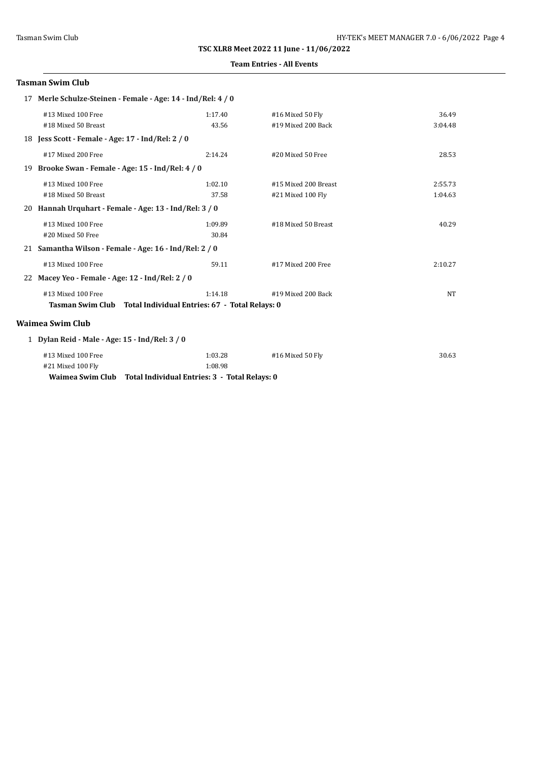**TSC XLR8 Meet 2022 11 June - 11/06/2022**

**Team Entries - All Events**

## Tasman Swim Club

**17 Merle Schulze-Steinen - Female - Age: 14 - Ind/Rel: 4 / 0**

| | | | |
|---|---|---|---|
| #13 Mixed 100 Free | 1:17.40 | #16 Mixed 50 Fly | 36.49 |
| #18 Mixed 50 Breast | 43.56 | #19 Mixed 200 Back | 3:04.48 |

**18 Jess Scott - Female - Age: 17 - Ind/Rel: 2 / 0**

| | | | |
|---|---|---|---|
| #17 Mixed 200 Free | 2:14.24 | #20 Mixed 50 Free | 28.53 |

**19 Brooke Swan - Female - Age: 15 - Ind/Rel: 4 / 0**

| | | | |
|---|---|---|---|
| #13 Mixed 100 Free | 1:02.10 | #15 Mixed 200 Breast | 2:55.73 |
| #18 Mixed 50 Breast | 37.58 | #21 Mixed 100 Fly | 1:04.63 |

**20 Hannah Urquhart - Female - Age: 13 - Ind/Rel: 3 / 0**

| | | | |
|---|---|---|---|
| #13 Mixed 100 Free | 1:09.89 | #18 Mixed 50 Breast | 40.29 |
| #20 Mixed 50 Free | 30.84 | | |

**21 Samantha Wilson - Female - Age: 16 - Ind/Rel: 2 / 0**

| | | | |
|---|---|---|---|
| #13 Mixed 100 Free | 59.11 | #17 Mixed 200 Free | 2:10.27 |

**22 Macey Yeo - Female - Age: 12 - Ind/Rel: 2 / 0**

| | | | |
|---|---|---|---|
| #13 Mixed 100 Free | 1:14.18 | #19 Mixed 200 Back | NT |

**Tasman Swim Club Total Individual Entries: 67 - Total Relays: 0**

## Waimea Swim Club

**1 Dylan Reid - Male - Age: 15 - Ind/Rel: 3 / 0**

| | | | |
|---|---|---|---|
| #13 Mixed 100 Free | 1:03.28 | #16 Mixed 50 Fly | 30.63 |
| #21 Mixed 100 Fly | 1:08.98 | | |

**Waimea Swim Club Total Individual Entries: 3 - Total Relays: 0**